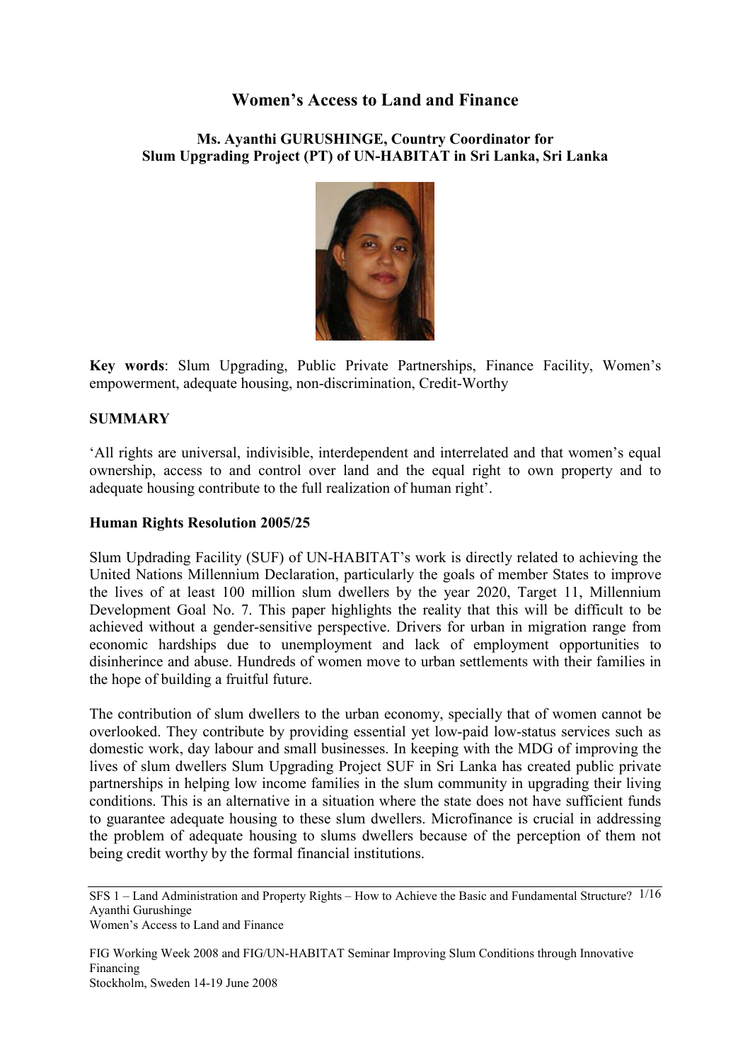# Women's Access to Land and Finance

### Ms. Ayanthi GURUSHINGE, Country Coordinator for Slum Upgrading Project (PT) of UN-HABITAT in Sri Lanka, Sri Lanka

**Key words**: Slum Upgrading, Public Private Partnerships, Finance Facility, Women's empowerment, adequate housing, non-discrimination, Credit-Worthy

## SUMMARY

'All rights are universal, indivisible, interdependent and interrelated and that women's equal ownership, access to and control over land and the equal right to own property and to adequate housing contribute to the full realization of human right'.

### Human Rights Resolution 2005/25

Slum Updrading Facility (SUF) of UN-HABITAT's work is directly related to achieving the United Nations Millennium Declaration, particularly the goals of member States to improve the lives of at least 100 million slum dwellers by the year 2020, Target 11, Millennium Development Goal No. 7. This paper highlights the reality that this will be difficult to be achieved without a gender-sensitive perspective. Drivers for urban in migration range from economic hardships due to unemployment and lack of employment opportunities to disinherince and abuse. Hundreds of women move to urban settlements with their families in the hope of building a fruitful future.

The contribution of slum dwellers to the urban economy, specially that of women cannot be overlooked. They contribute by providing essential yet low-paid low-status services such as domestic work, day labour and small businesses. In keeping with the MDG of improving the lives of slum dwellers Slum Upgrading Project SUF in Sri Lanka has created public private partnerships in helping low income families in the slum community in upgrading their living conditions. This is an alternative in a situation where the state does not have sufficient funds to guarantee adequate housing to these slum dwellers. Microfinance is crucial in addressing the problem of adequate housing to slums dwellers because of the perception of them not being credit worthy by the formal financial institutions.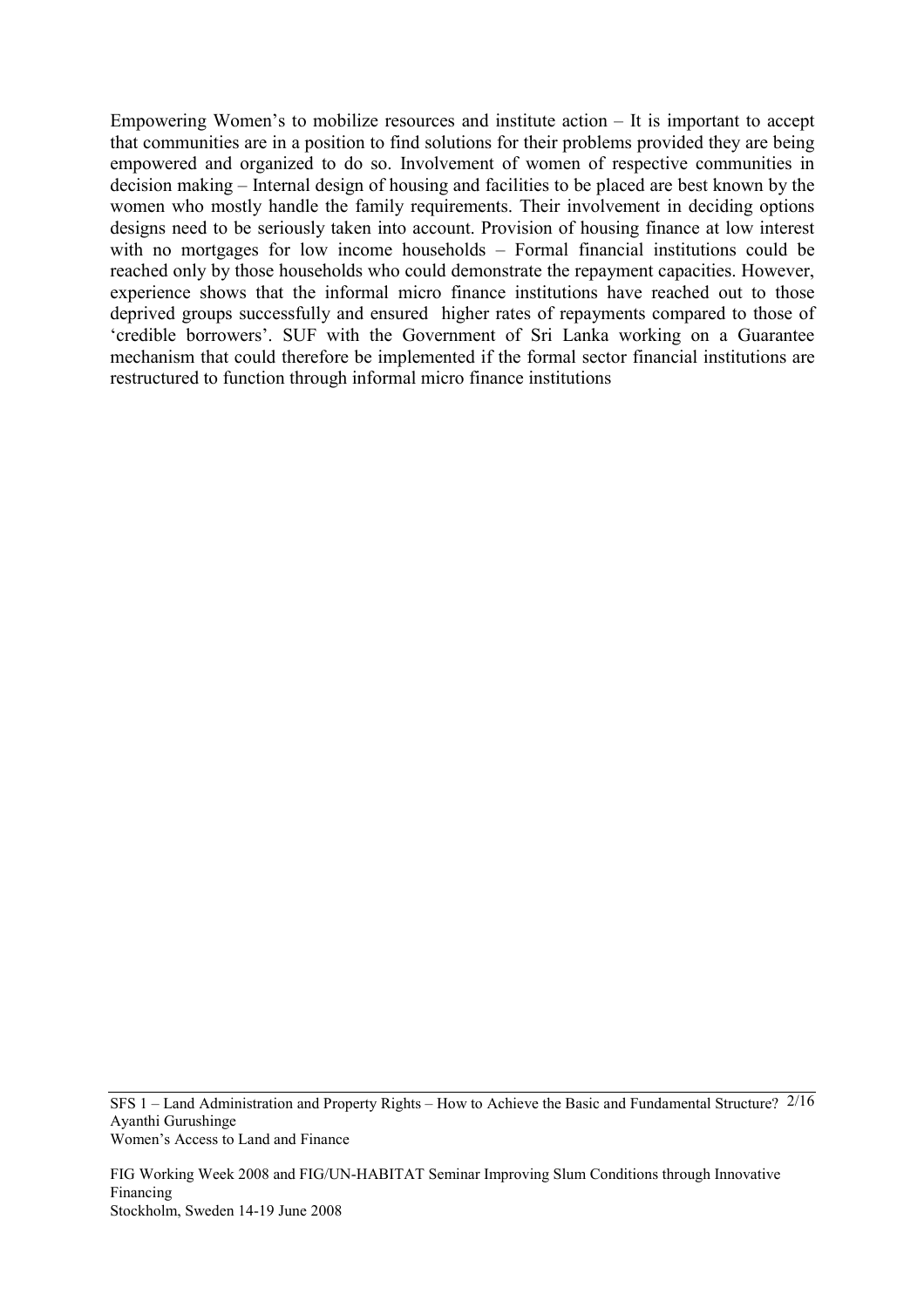Empowering Women's to mobilize resources and institute action – It is important to accept that communities are in a position to find solutions for their problems provided they are being empowered and organized to do so. Involvement of women of respective communities in decision making – Internal design of housing and facilities to be placed are best known by the women who mostly handle the family requirements. Their involvement in deciding options designs need to be seriously taken into account. Provision of housing finance at low interest with no mortgages for low income households – Formal financial institutions could be reached only by those households who could demonstrate the repayment capacities. However, experience shows that the informal micro finance institutions have reached out to those deprived groups successfully and ensured higher rates of repayments compared to those of 'credible borrowers'. SUF with the Government of Sri Lanka working on a Guarantee mechanism that could therefore be implemented if the formal sector financial institutions are restructured to function through informal micro finance institutions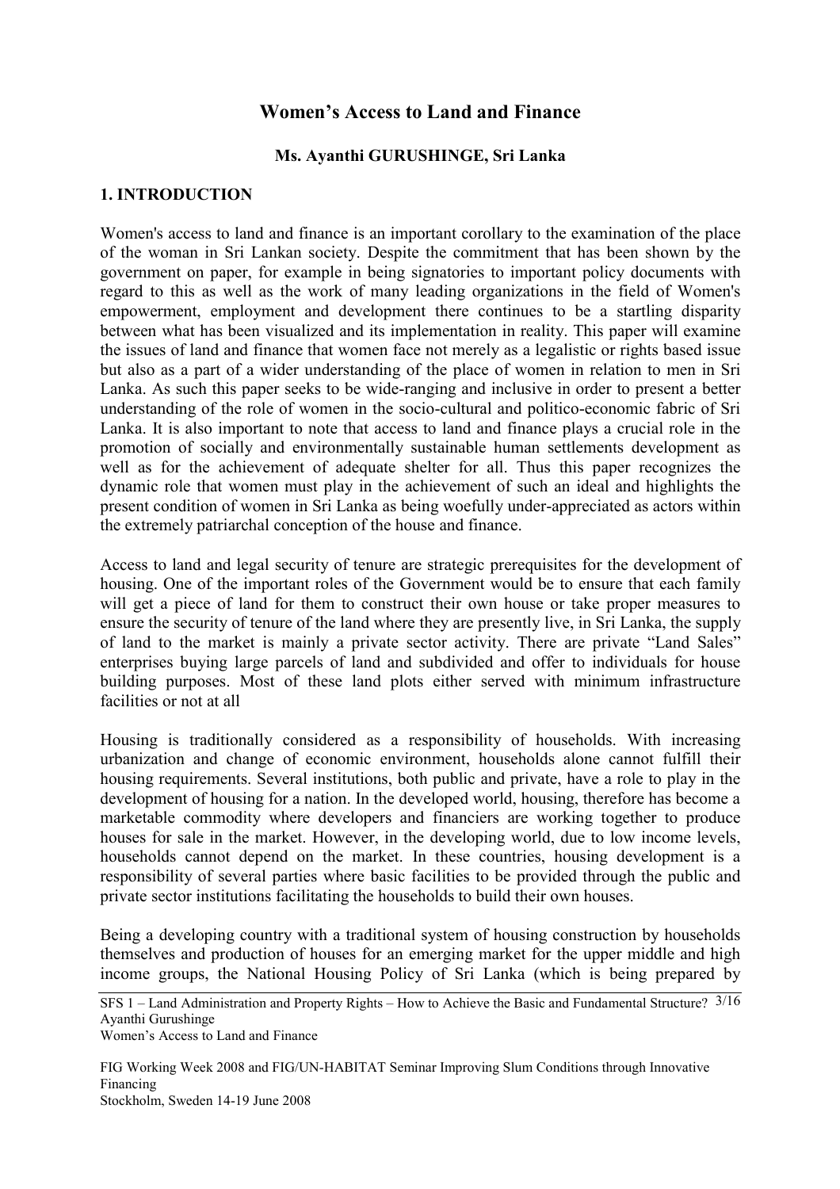# Women's Access to Land and Finance

**Ms. Ayanthi GURUSHINGE, Sri Lanka**

## 1. INTRODUCTION

Women's access to land and finance is an important corollary to the examination of the place of the woman in Sri Lankan society. Despite the commitment that has been shown by the government on paper, for example in being signatories to important policy documents with regard to this as well as the work of many leading organizations in the field of Women's empowerment, employment and development there continues to be a startling disparity between what has been visualized and its implementation in reality. This paper will examine the issues of land and finance that women face not merely as a legalistic or rights based issue but also as a part of a wider understanding of the place of women in relation to men in Sri Lanka. As such this paper seeks to be wide-ranging and inclusive in order to present a better understanding of the role of women in the socio-cultural and politico-economic fabric of Sri Lanka. It is also important to note that access to land and finance plays a crucial role in the promotion of socially and environmentally sustainable human settlements development as well as for the achievement of adequate shelter for all. Thus this paper recognizes the dynamic role that women must play in the achievement of such an ideal and highlights the present condition of women in Sri Lanka as being woefully under-appreciated as actors within the extremely patriarchal conception of the house and finance.

Access to land and legal security of tenure are strategic prerequisites for the development of housing. One of the important roles of the Government would be to ensure that each family will get a piece of land for them to construct their own house or take proper measures to ensure the security of tenure of the land where they are presently live, in Sri Lanka, the supply of land to the market is mainly a private sector activity. There are private "Land Sales" enterprises buying large parcels of land and subdivided and offer to individuals for house building purposes. Most of these land plots either served with minimum infrastructure facilities or not at all

Housing is traditionally considered as a responsibility of households. With increasing urbanization and change of economic environment, households alone cannot fulfill their housing requirements. Several institutions, both public and private, have a role to play in the development of housing for a nation. In the developed world, housing, therefore has become a marketable commodity where developers and financiers are working together to produce houses for sale in the market. However, in the developing world, due to low income levels, households cannot depend on the market. In these countries, housing development is a responsibility of several parties where basic facilities to be provided through the public and private sector institutions facilitating the households to build their own houses.

Being a developing country with a traditional system of housing construction by households themselves and production of houses for an emerging market for the upper middle and high income groups, the National Housing Policy of Sri Lanka (which is being prepared by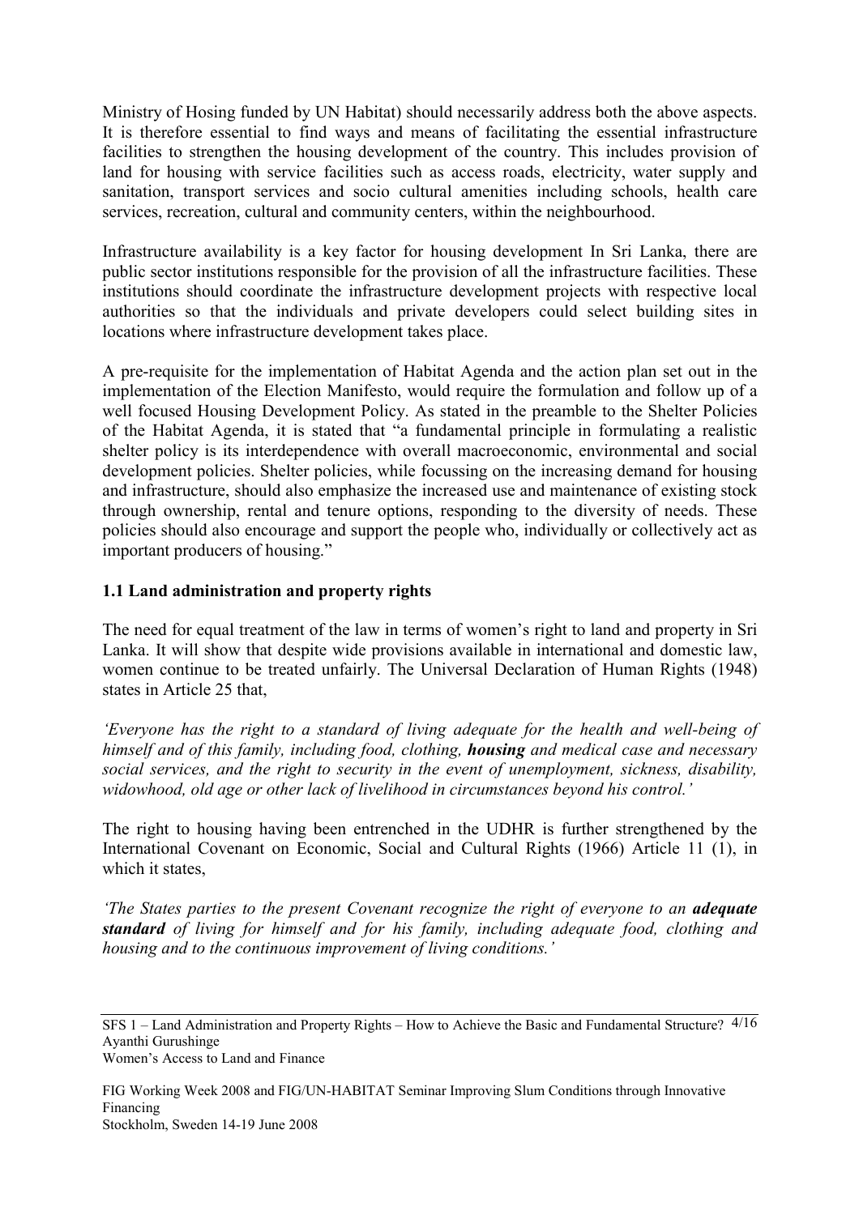Ministry of Hosing funded by UN Habitat) should necessarily address both the above aspects. It is therefore essential to find ways and means of facilitating the essential infrastructure facilities to strengthen the housing development of the country. This includes provision of land for housing with service facilities such as access roads, electricity, water supply and sanitation, transport services and socio cultural amenities including schools, health care services, recreation, cultural and community centers, within the neighbourhood.

Infrastructure availability is a key factor for housing development In Sri Lanka, there are public sector institutions responsible for the provision of all the infrastructure facilities. These institutions should coordinate the infrastructure development projects with respective local authorities so that the individuals and private developers could select building sites in locations where infrastructure development takes place.

A pre-requisite for the implementation of Habitat Agenda and the action plan set out in the implementation of the Election Manifesto, would require the formulation and follow up of a well focused Housing Development Policy. As stated in the preamble to the Shelter Policies of the Habitat Agenda, it is stated that "a fundamental principle in formulating a realistic shelter policy is its interdependence with overall macroeconomic, environmental and social development policies. Shelter policies, while focussing on the increasing demand for housing and infrastructure, should also emphasize the increased use and maintenance of existing stock through ownership, rental and tenure options, responding to the diversity of needs. These policies should also encourage and support the people who, individually or collectively act as important producers of housing."

### 1.1 Land administration and property rights

The need for equal treatment of the law in terms of women's right to land and property in Sri Lanka. It will show that despite wide provisions available in international and domestic law, women continue to be treated unfairly. The Universal Declaration of Human Rights (1948) states in Article 25 that,

*'Everyone has the right to a standard of living adequate for the health and well-being of himself and of this family, including food, clothing, **housing** and medical case and necessary social services, and the right to security in the event of unemployment, sickness, disability, widowhood, old age or other lack of livelihood in circumstances beyond his control.'*

The right to housing having been entrenched in the UDHR is further strengthened by the International Covenant on Economic, Social and Cultural Rights (1966) Article 11 (1), in which it states,

*'The States parties to the present Covenant recognize the right of everyone to an **adequate standard** of living for himself and for his family, including adequate food, clothing and housing and to the continuous improvement of living conditions.'*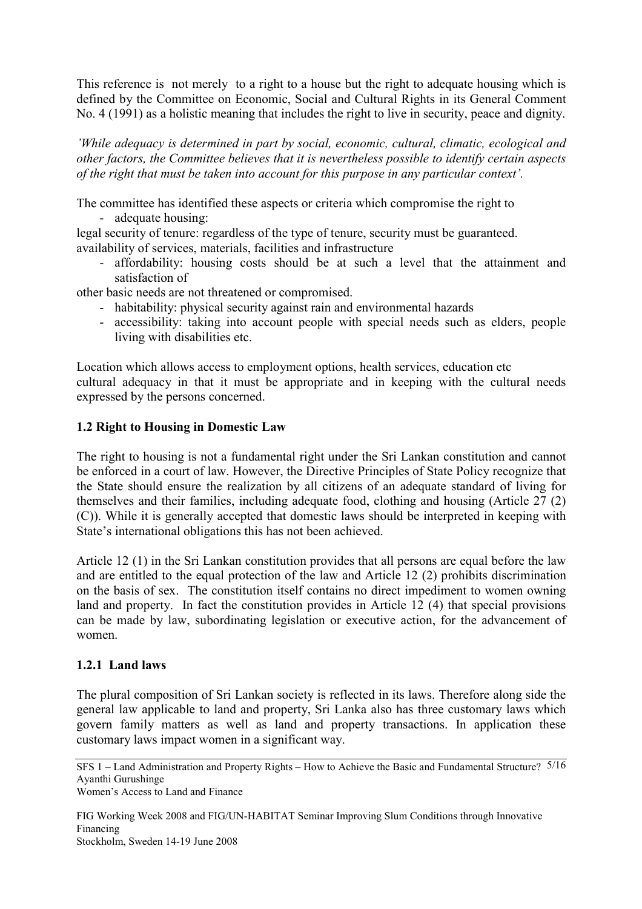This reference is not merely to a right to a house but the right to adequate housing which is defined by the Committee on Economic, Social and Cultural Rights in its General Comment No. 4 (1991) as a holistic meaning that includes the right to live in security, peace and dignity.

*'While adequacy is determined in part by social, economic, cultural, climatic, ecological and other factors, the Committee believes that it is nevertheless possible to identify certain aspects of the right that must be taken into account for this purpose in any particular context'.*

The committee has identified these aspects or criteria which compromise the right to

- adequate housing:

legal security of tenure: regardless of the type of tenure, security must be guaranteed.
availability of services, materials, facilities and infrastructure

- affordability: housing costs should be at such a level that the attainment and satisfaction of

other basic needs are not threatened or compromised.

- habitability: physical security against rain and environmental hazards
- accessibility: taking into account people with special needs such as elders, people living with disabilities etc.

Location which allows access to employment options, health services, education etc
cultural adequacy in that it must be appropriate and in keeping with the cultural needs expressed by the persons concerned.

### 1.2 Right to Housing in Domestic Law

The right to housing is not a fundamental right under the Sri Lankan constitution and cannot be enforced in a court of law. However, the Directive Principles of State Policy recognize that the State should ensure the realization by all citizens of an adequate standard of living for themselves and their families, including adequate food, clothing and housing (Article 27 (2) (C)). While it is generally accepted that domestic laws should be interpreted in keeping with State's international obligations this has not been achieved.

Article 12 (1) in the Sri Lankan constitution provides that all persons are equal before the law and are entitled to the equal protection of the law and Article 12 (2) prohibits discrimination on the basis of sex. The constitution itself contains no direct impediment to women owning land and property. In fact the constitution provides in Article 12 (4) that special provisions can be made by law, subordinating legislation or executive action, for the advancement of women.

#### 1.2.1 Land laws

The plural composition of Sri Lankan society is reflected in its laws. Therefore along side the general law applicable to land and property, Sri Lanka also has three customary laws which govern family matters as well as land and property transactions. In application these customary laws impact women in a significant way.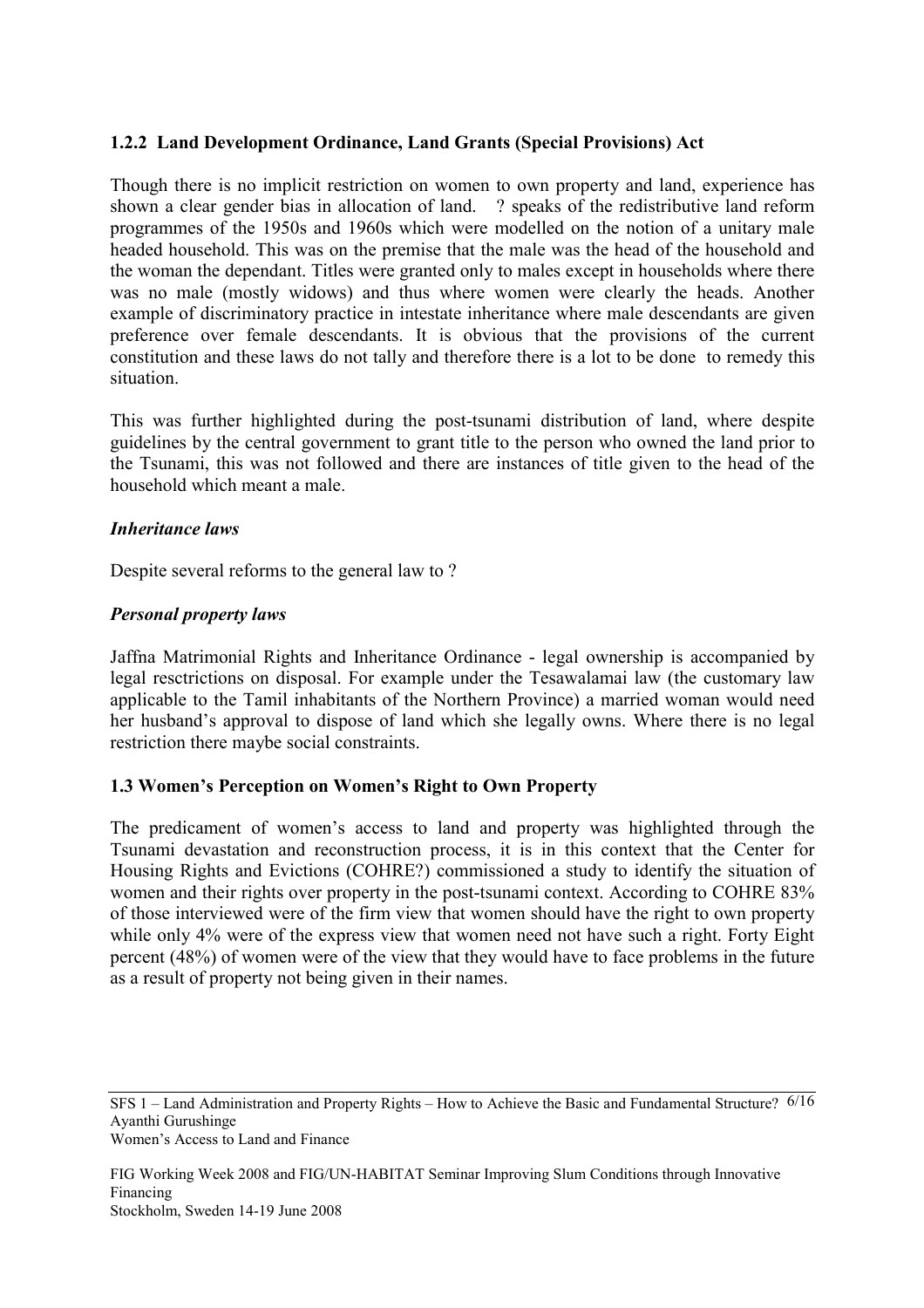### 1.2.2 Land Development Ordinance, Land Grants (Special Provisions) Act

Though there is no implicit restriction on women to own property and land, experience has shown a clear gender bias in allocation of land. ? speaks of the redistributive land reform programmes of the 1950s and 1960s which were modelled on the notion of a unitary male headed household. This was on the premise that the male was the head of the household and the woman the dependant. Titles were granted only to males except in households where there was no male (mostly widows) and thus where women were clearly the heads. Another example of discriminatory practice in intestate inheritance where male descendants are given preference over female descendants. It is obvious that the provisions of the current constitution and these laws do not tally and therefore there is a lot to be done to remedy this situation.

This was further highlighted during the post-tsunami distribution of land, where despite guidelines by the central government to grant title to the person who owned the land prior to the Tsunami, this was not followed and there are instances of title given to the head of the household which meant a male.

#### *Inheritance laws*

Despite several reforms to the general law to ?

#### *Personal property laws*

Jaffna Matrimonial Rights and Inheritance Ordinance - legal ownership is accompanied by legal resctrictions on disposal. For example under the Tesawalamai law (the customary law applicable to the Tamil inhabitants of the Northern Province) a married woman would need her husband's approval to dispose of land which she legally owns. Where there is no legal restriction there maybe social constraints.

### 1.3 Women's Perception on Women's Right to Own Property

The predicament of women's access to land and property was highlighted through the Tsunami devastation and reconstruction process, it is in this context that the Center for Housing Rights and Evictions (COHRE?) commissioned a study to identify the situation of women and their rights over property in the post-tsunami context. According to COHRE 83% of those interviewed were of the firm view that women should have the right to own property while only 4% were of the express view that women need not have such a right. Forty Eight percent (48%) of women were of the view that they would have to face problems in the future as a result of property not being given in their names.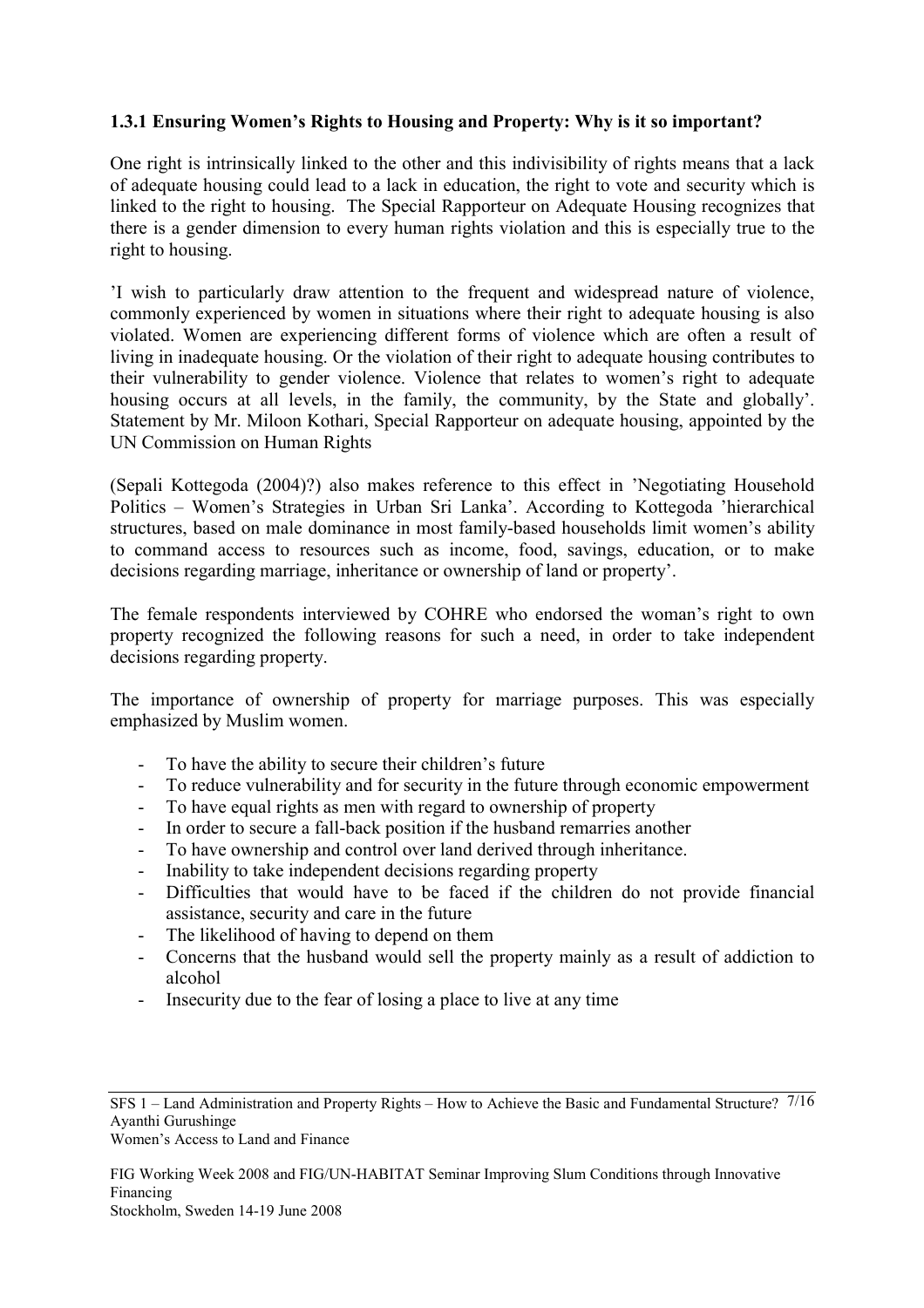### 1.3.1 Ensuring Women's Rights to Housing and Property: Why is it so important?

One right is intrinsically linked to the other and this indivisibility of rights means that a lack of adequate housing could lead to a lack in education, the right to vote and security which is linked to the right to housing. The Special Rapporteur on Adequate Housing recognizes that there is a gender dimension to every human rights violation and this is especially true to the right to housing.

'I wish to particularly draw attention to the frequent and widespread nature of violence, commonly experienced by women in situations where their right to adequate housing is also violated. Women are experiencing different forms of violence which are often a result of living in inadequate housing. Or the violation of their right to adequate housing contributes to their vulnerability to gender violence. Violence that relates to women's right to adequate housing occurs at all levels, in the family, the community, by the State and globally'. Statement by Mr. Miloon Kothari, Special Rapporteur on adequate housing, appointed by the UN Commission on Human Rights

(Sepali Kottegoda (2004)?) also makes reference to this effect in 'Negotiating Household Politics – Women's Strategies in Urban Sri Lanka'. According to Kottegoda 'hierarchical structures, based on male dominance in most family-based households limit women's ability to command access to resources such as income, food, savings, education, or to make decisions regarding marriage, inheritance or ownership of land or property'.

The female respondents interviewed by COHRE who endorsed the woman's right to own property recognized the following reasons for such a need, in order to take independent decisions regarding property.

The importance of ownership of property for marriage purposes. This was especially emphasized by Muslim women.

- To have the ability to secure their children's future
- To reduce vulnerability and for security in the future through economic empowerment
- To have equal rights as men with regard to ownership of property
- In order to secure a fall-back position if the husband remarries another
- To have ownership and control over land derived through inheritance.
- Inability to take independent decisions regarding property
- Difficulties that would have to be faced if the children do not provide financial assistance, security and care in the future
- The likelihood of having to depend on them
- Concerns that the husband would sell the property mainly as a result of addiction to alcohol
- Insecurity due to the fear of losing a place to live at any time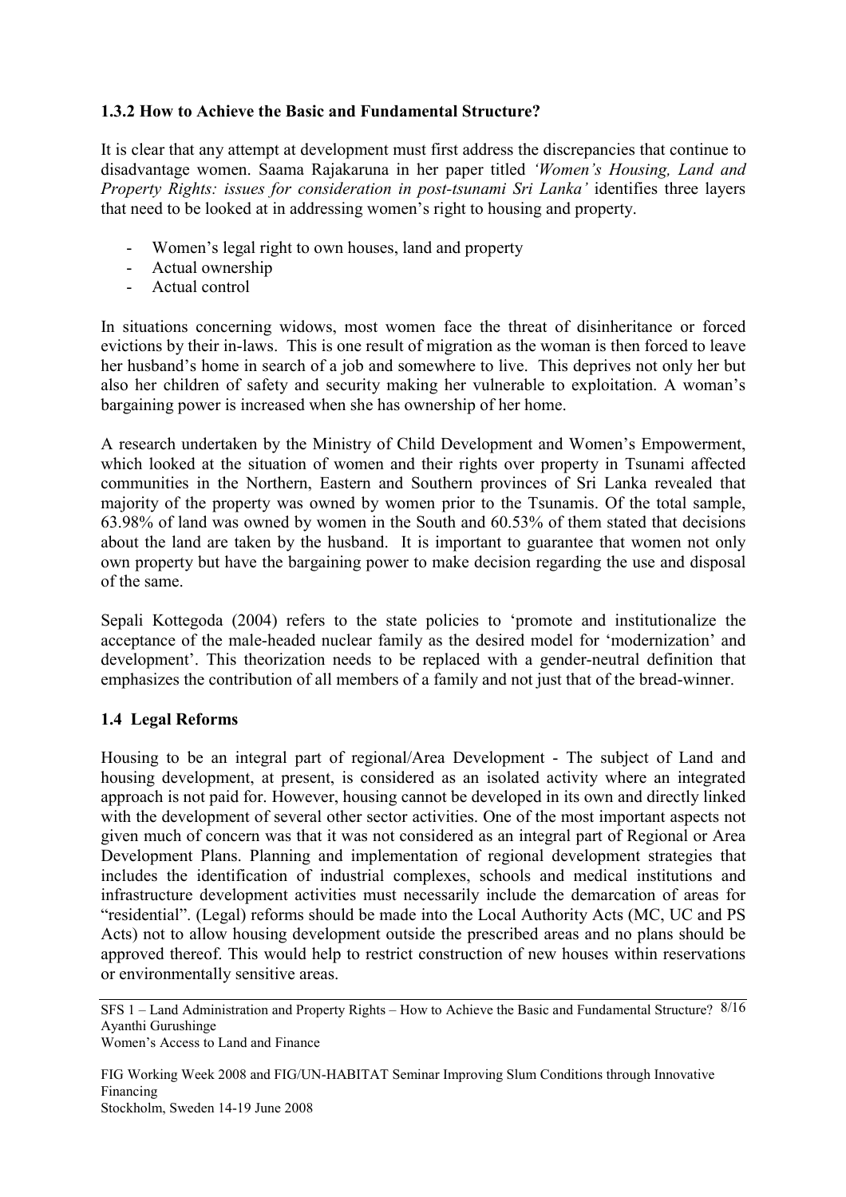### 1.3.2 How to Achieve the Basic and Fundamental Structure?

It is clear that any attempt at development must first address the discrepancies that continue to disadvantage women. Saama Rajakaruna in her paper titled *'Women's Housing, Land and Property Rights: issues for consideration in post-tsunami Sri Lanka'* identifies three layers that need to be looked at in addressing women's right to housing and property.

- Women's legal right to own houses, land and property
- Actual ownership
- Actual control

In situations concerning widows, most women face the threat of disinheritance or forced evictions by their in-laws. This is one result of migration as the woman is then forced to leave her husband's home in search of a job and somewhere to live. This deprives not only her but also her children of safety and security making her vulnerable to exploitation. A woman's bargaining power is increased when she has ownership of her home.

A research undertaken by the Ministry of Child Development and Women's Empowerment, which looked at the situation of women and their rights over property in Tsunami affected communities in the Northern, Eastern and Southern provinces of Sri Lanka revealed that majority of the property was owned by women prior to the Tsunamis. Of the total sample, 63.98% of land was owned by women in the South and 60.53% of them stated that decisions about the land are taken by the husband. It is important to guarantee that women not only own property but have the bargaining power to make decision regarding the use and disposal of the same.

Sepali Kottegoda (2004) refers to the state policies to 'promote and institutionalize the acceptance of the male-headed nuclear family as the desired model for 'modernization' and development'. This theorization needs to be replaced with a gender-neutral definition that emphasizes the contribution of all members of a family and not just that of the bread-winner.

## 1.4 Legal Reforms

Housing to be an integral part of regional/Area Development - The subject of Land and housing development, at present, is considered as an isolated activity where an integrated approach is not paid for. However, housing cannot be developed in its own and directly linked with the development of several other sector activities. One of the most important aspects not given much of concern was that it was not considered as an integral part of Regional or Area Development Plans. Planning and implementation of regional development strategies that includes the identification of industrial complexes, schools and medical institutions and infrastructure development activities must necessarily include the demarcation of areas for "residential". (Legal) reforms should be made into the Local Authority Acts (MC, UC and PS Acts) not to allow housing development outside the prescribed areas and no plans should be approved thereof. This would help to restrict construction of new houses within reservations or environmentally sensitive areas.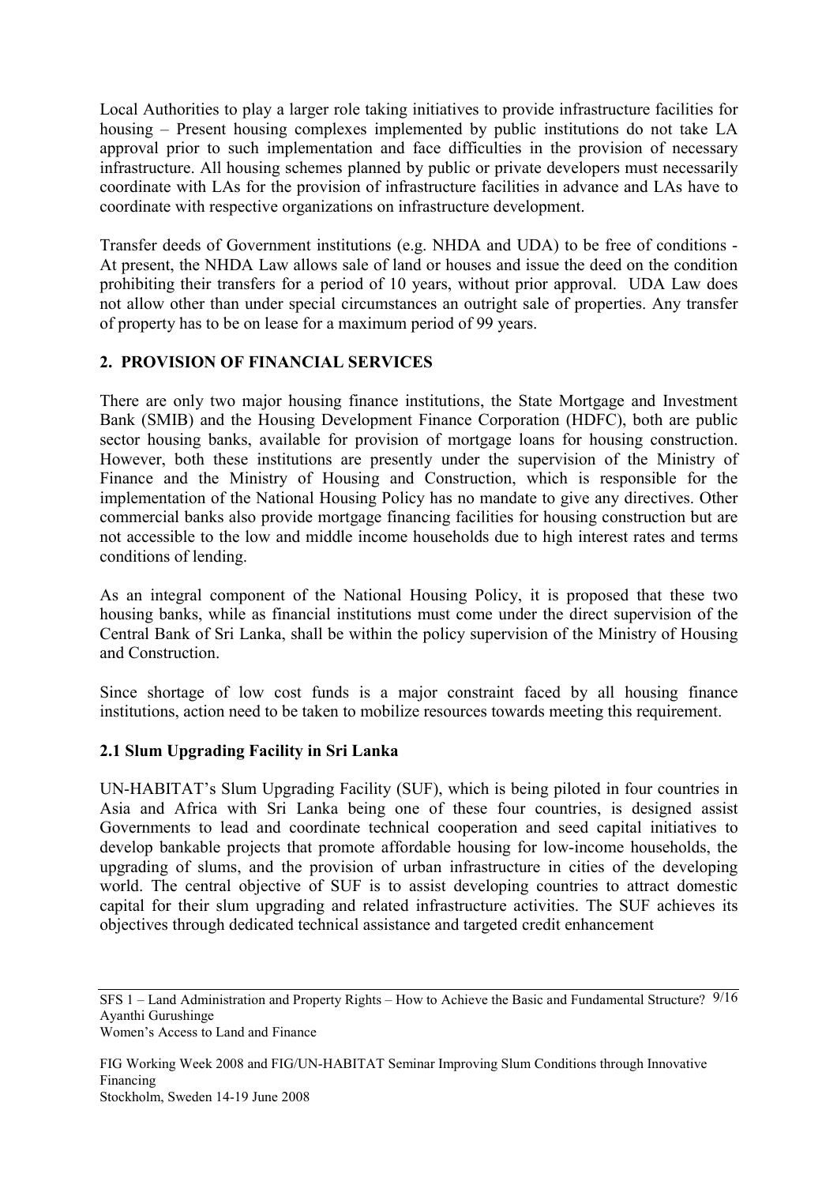Local Authorities to play a larger role taking initiatives to provide infrastructure facilities for housing – Present housing complexes implemented by public institutions do not take LA approval prior to such implementation and face difficulties in the provision of necessary infrastructure. All housing schemes planned by public or private developers must necessarily coordinate with LAs for the provision of infrastructure facilities in advance and LAs have to coordinate with respective organizations on infrastructure development.

Transfer deeds of Government institutions (e.g. NHDA and UDA) to be free of conditions - At present, the NHDA Law allows sale of land or houses and issue the deed on the condition prohibiting their transfers for a period of 10 years, without prior approval. UDA Law does not allow other than under special circumstances an outright sale of properties. Any transfer of property has to be on lease for a maximum period of 99 years.

## 2. PROVISION OF FINANCIAL SERVICES

There are only two major housing finance institutions, the State Mortgage and Investment Bank (SMIB) and the Housing Development Finance Corporation (HDFC), both are public sector housing banks, available for provision of mortgage loans for housing construction. However, both these institutions are presently under the supervision of the Ministry of Finance and the Ministry of Housing and Construction, which is responsible for the implementation of the National Housing Policy has no mandate to give any directives. Other commercial banks also provide mortgage financing facilities for housing construction but are not accessible to the low and middle income households due to high interest rates and terms conditions of lending.

As an integral component of the National Housing Policy, it is proposed that these two housing banks, while as financial institutions must come under the direct supervision of the Central Bank of Sri Lanka, shall be within the policy supervision of the Ministry of Housing and Construction.

Since shortage of low cost funds is a major constraint faced by all housing finance institutions, action need to be taken to mobilize resources towards meeting this requirement.

### 2.1 Slum Upgrading Facility in Sri Lanka

UN-HABITAT's Slum Upgrading Facility (SUF), which is being piloted in four countries in Asia and Africa with Sri Lanka being one of these four countries, is designed assist Governments to lead and coordinate technical cooperation and seed capital initiatives to develop bankable projects that promote affordable housing for low-income households, the upgrading of slums, and the provision of urban infrastructure in cities of the developing world. The central objective of SUF is to assist developing countries to attract domestic capital for their slum upgrading and related infrastructure activities. The SUF achieves its objectives through dedicated technical assistance and targeted credit enhancement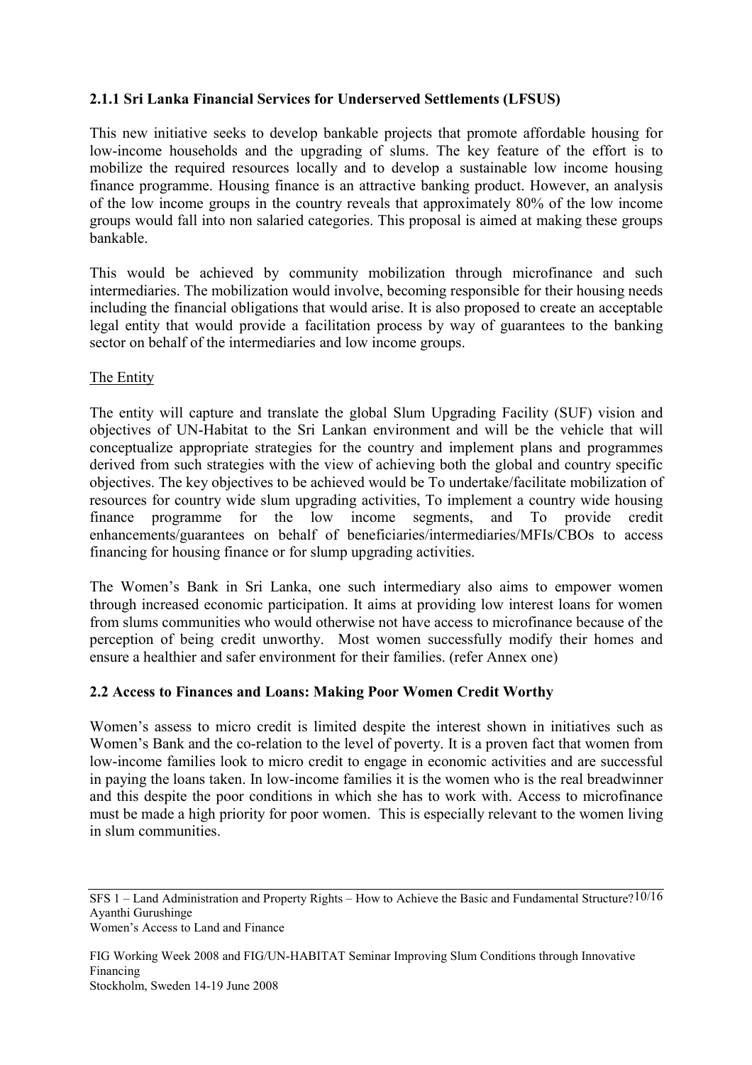### 2.1.1 Sri Lanka Financial Services for Underserved Settlements (LFSUS)

This new initiative seeks to develop bankable projects that promote affordable housing for low-income households and the upgrading of slums. The key feature of the effort is to mobilize the required resources locally and to develop a sustainable low income housing finance programme. Housing finance is an attractive banking product. However, an analysis of the low income groups in the country reveals that approximately 80% of the low income groups would fall into non salaried categories. This proposal is aimed at making these groups bankable.

This would be achieved by community mobilization through microfinance and such intermediaries. The mobilization would involve, becoming responsible for their housing needs including the financial obligations that would arise. It is also proposed to create an acceptable legal entity that would provide a facilitation process by way of guarantees to the banking sector on behalf of the intermediaries and low income groups.

The Entity

The entity will capture and translate the global Slum Upgrading Facility (SUF) vision and objectives of UN-Habitat to the Sri Lankan environment and will be the vehicle that will conceptualize appropriate strategies for the country and implement plans and programmes derived from such strategies with the view of achieving both the global and country specific objectives. The key objectives to be achieved would be To undertake/facilitate mobilization of resources for country wide slum upgrading activities, To implement a country wide housing finance programme for the low income segments, and To provide credit enhancements/guarantees on behalf of beneficiaries/intermediaries/MFIs/CBOs to access financing for housing finance or for slump upgrading activities.

The Women's Bank in Sri Lanka, one such intermediary also aims to empower women through increased economic participation. It aims at providing low interest loans for women from slums communities who would otherwise not have access to microfinance because of the perception of being credit unworthy. Most women successfully modify their homes and ensure a healthier and safer environment for their families. (refer Annex one)

### 2.2 Access to Finances and Loans: Making Poor Women Credit Worthy

Women's assess to micro credit is limited despite the interest shown in initiatives such as Women's Bank and the co-relation to the level of poverty. It is a proven fact that women from low-income families look to micro credit to engage in economic activities and are successful in paying the loans taken. In low-income families it is the women who is the real breadwinner and this despite the poor conditions in which she has to work with. Access to microfinance must be made a high priority for poor women. This is especially relevant to the women living in slum communities.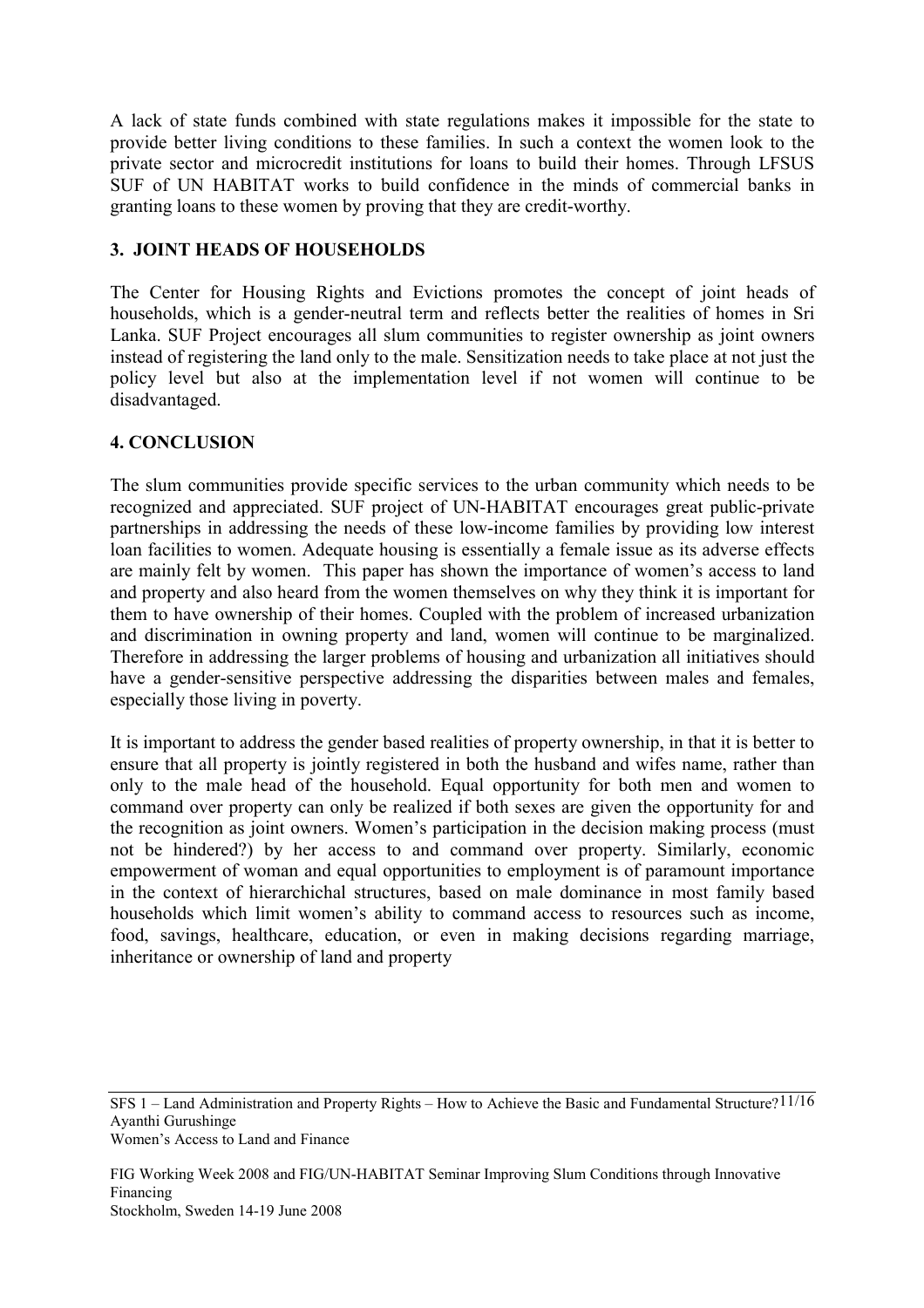A lack of state funds combined with state regulations makes it impossible for the state to provide better living conditions to these families. In such a context the women look to the private sector and microcredit institutions for loans to build their homes. Through LFSUS SUF of UN HABITAT works to build confidence in the minds of commercial banks in granting loans to these women by proving that they are credit-worthy.

## 3. JOINT HEADS OF HOUSEHOLDS

The Center for Housing Rights and Evictions promotes the concept of joint heads of households, which is a gender-neutral term and reflects better the realities of homes in Sri Lanka. SUF Project encourages all slum communities to register ownership as joint owners instead of registering the land only to the male. Sensitization needs to take place at not just the policy level but also at the implementation level if not women will continue to be disadvantaged.

## 4. CONCLUSION

The slum communities provide specific services to the urban community which needs to be recognized and appreciated. SUF project of UN-HABITAT encourages great public-private partnerships in addressing the needs of these low-income families by providing low interest loan facilities to women. Adequate housing is essentially a female issue as its adverse effects are mainly felt by women. This paper has shown the importance of women's access to land and property and also heard from the women themselves on why they think it is important for them to have ownership of their homes. Coupled with the problem of increased urbanization and discrimination in owning property and land, women will continue to be marginalized. Therefore in addressing the larger problems of housing and urbanization all initiatives should have a gender-sensitive perspective addressing the disparities between males and females, especially those living in poverty.

It is important to address the gender based realities of property ownership, in that it is better to ensure that all property is jointly registered in both the husband and wifes name, rather than only to the male head of the household. Equal opportunity for both men and women to command over property can only be realized if both sexes are given the opportunity for and the recognition as joint owners. Women's participation in the decision making process (must not be hindered?) by her access to and command over property. Similarly, economic empowerment of woman and equal opportunities to employment is of paramount importance in the context of hierarchichal structures, based on male dominance in most family based households which limit women's ability to command access to resources such as income, food, savings, healthcare, education, or even in making decisions regarding marriage, inheritance or ownership of land and property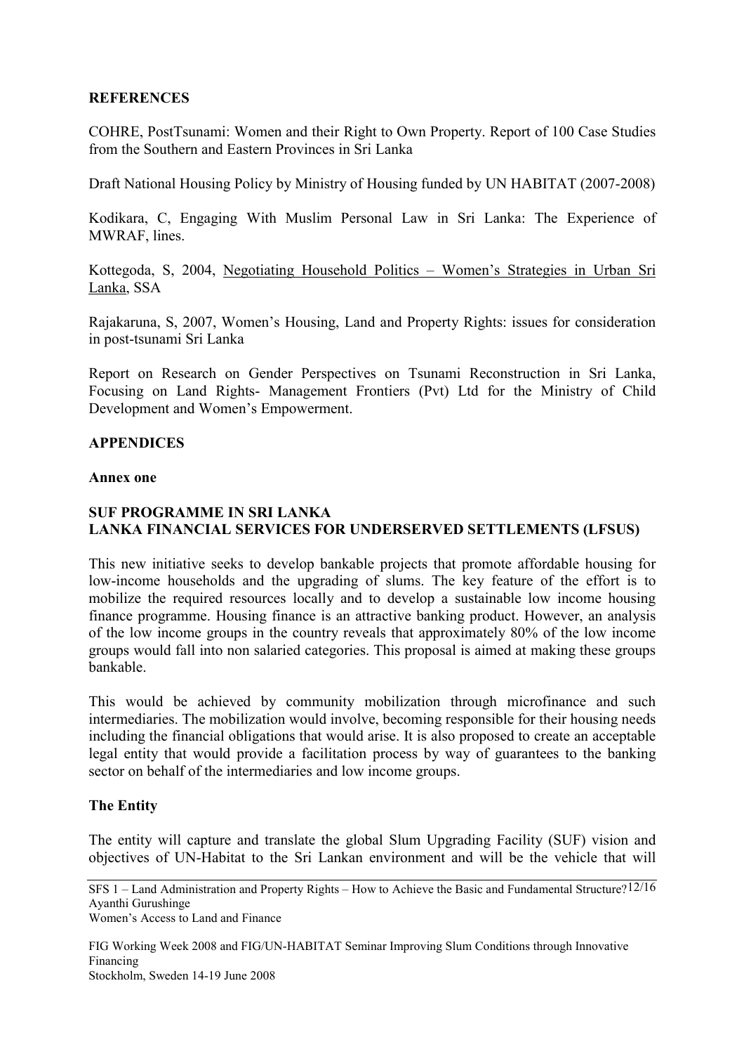## REFERENCES

COHRE, PostTsunami: Women and their Right to Own Property. Report of 100 Case Studies from the Southern and Eastern Provinces in Sri Lanka

Draft National Housing Policy by Ministry of Housing funded by UN HABITAT (2007-2008)

Kodikara, C, Engaging With Muslim Personal Law in Sri Lanka: The Experience of MWRAF, lines.

Kottegoda, S, 2004, <u>Negotiating Household Politics – Women's Strategies in Urban Sri Lanka</u>, SSA

Rajakaruna, S, 2007, Women's Housing, Land and Property Rights: issues for consideration in post-tsunami Sri Lanka

Report on Research on Gender Perspectives on Tsunami Reconstruction in Sri Lanka, Focusing on Land Rights- Management Frontiers (Pvt) Ltd for the Ministry of Child Development and Women's Empowerment.

## APPENDICES

### Annex one

### SUF PROGRAMME IN SRI LANKA
### LANKA FINANCIAL SERVICES FOR UNDERSERVED SETTLEMENTS (LFSUS)

This new initiative seeks to develop bankable projects that promote affordable housing for low-income households and the upgrading of slums. The key feature of the effort is to mobilize the required resources locally and to develop a sustainable low income housing finance programme. Housing finance is an attractive banking product. However, an analysis of the low income groups in the country reveals that approximately 80% of the low income groups would fall into non salaried categories. This proposal is aimed at making these groups bankable.

This would be achieved by community mobilization through microfinance and such intermediaries. The mobilization would involve, becoming responsible for their housing needs including the financial obligations that would arise. It is also proposed to create an acceptable legal entity that would provide a facilitation process by way of guarantees to the banking sector on behalf of the intermediaries and low income groups.

### The Entity

The entity will capture and translate the global Slum Upgrading Facility (SUF) vision and objectives of UN-Habitat to the Sri Lankan environment and will be the vehicle that will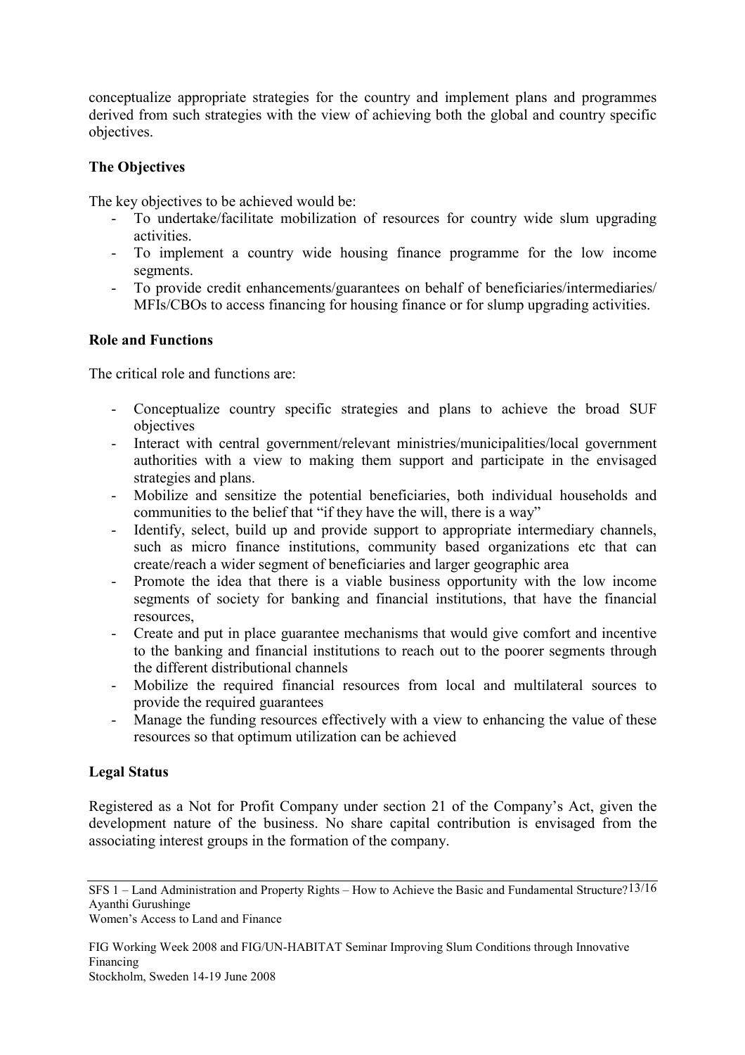conceptualize appropriate strategies for the country and implement plans and programmes derived from such strategies with the view of achieving both the global and country specific objectives.

**The Objectives**

The key objectives to be achieved would be:

- To undertake/facilitate mobilization of resources for country wide slum upgrading activities.
- To implement a country wide housing finance programme for the low income segments.
- To provide credit enhancements/guarantees on behalf of beneficiaries/intermediaries/ MFIs/CBOs to access financing for housing finance or for slump upgrading activities.

**Role and Functions**

The critical role and functions are:

- Conceptualize country specific strategies and plans to achieve the broad SUF objectives
- Interact with central government/relevant ministries/municipalities/local government authorities with a view to making them support and participate in the envisaged strategies and plans.
- Mobilize and sensitize the potential beneficiaries, both individual households and communities to the belief that "if they have the will, there is a way"
- Identify, select, build up and provide support to appropriate intermediary channels, such as micro finance institutions, community based organizations etc that can create/reach a wider segment of beneficiaries and larger geographic area
- Promote the idea that there is a viable business opportunity with the low income segments of society for banking and financial institutions, that have the financial resources,
- Create and put in place guarantee mechanisms that would give comfort and incentive to the banking and financial institutions to reach out to the poorer segments through the different distributional channels
- Mobilize the required financial resources from local and multilateral sources to provide the required guarantees
- Manage the funding resources effectively with a view to enhancing the value of these resources so that optimum utilization can be achieved

**Legal Status**

Registered as a Not for Profit Company under section 21 of the Company's Act, given the development nature of the business. No share capital contribution is envisaged from the associating interest groups in the formation of the company.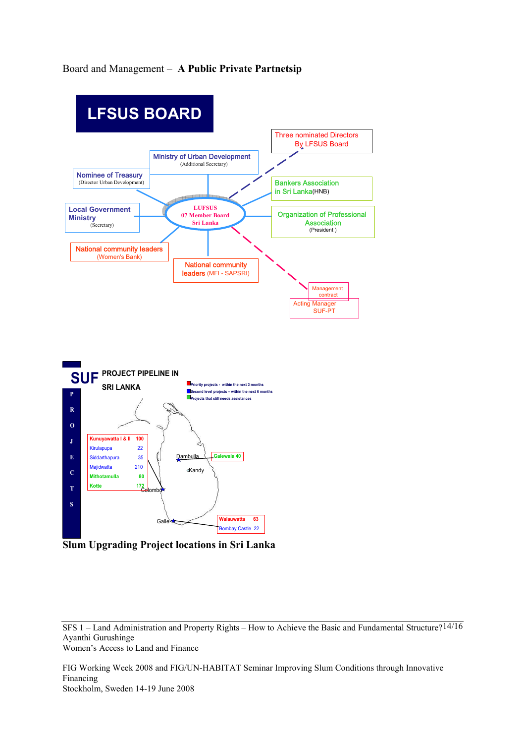Board and Management – **A Public Private Partnetsip**

**LFSUS BOARD**

Three nominated Directors By LFSUS Board

Ministry of Urban Development (Additional Secretary)

Nominee of Treasury (Director Urban Development)

Bankers Association in Sri Lanka(HNB)

Local Government Ministry (Secretary)

LUFSUS 07 Member Board Sri Lanka

Organization of Professional Association (President )

National community leaders (Women's Bank)

National community leaders (MFI - SAPSRI)

Management contract

Acting Manager SUF-PT

**SUF PROJECT PIPELINE IN SRI LANKA**

PROJECTS

Priority projects - within the next 3 months
Second level projects – within the next 6 months
Projects that still needs assistances

| | |
|---|---|
| Kunuyawatta I & II | 100 |
| Kirulapupa | 22 |
| Siddarthapura | 35 |
| Majidwatta | 210 |
| Mithotamulla | 80 |
| Kotte | 172 |

Colombo

Dambulla — Galewala 40

Kandy

Galle

| | |
|---|---|
| Walauwatta | 63 |
| Bombay Castle | 22 |

**Slum Upgrading Project locations in Sri Lanka**

SFS 1 – Land Administration and Property Rights – How to Achieve the Basic and Fundamental Structure?
Ayanthi Gurushinge
Women's Access to Land and Finance

FIG Working Week 2008 and FIG/UN-HABITAT Seminar Improving Slum Conditions through Innovative Financing
Stockholm, Sweden 14-19 June 2008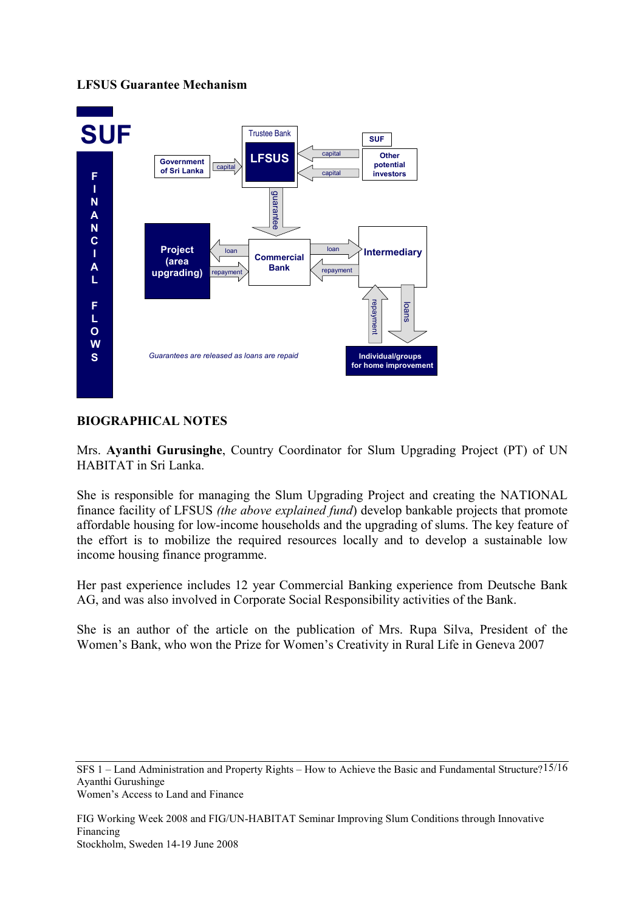**LFSUS Guarantee Mechanism**

*Guarantees are released as loans are repaid*

## BIOGRAPHICAL NOTES

Mrs. **Ayanthi Gurusinghe**, Country Coordinator for Slum Upgrading Project (PT) of UN HABITAT in Sri Lanka.

She is responsible for managing the Slum Upgrading Project and creating the NATIONAL finance facility of LFSUS (*the above explained fund*) develop bankable projects that promote affordable housing for low-income households and the upgrading of slums. The key feature of the effort is to mobilize the required resources locally and to develop a sustainable low income housing finance programme.

Her past experience includes 12 year Commercial Banking experience from Deutsche Bank AG, and was also involved in Corporate Social Responsibility activities of the Bank.

She is an author of the article on the publication of Mrs. Rupa Silva, President of the Women's Bank, who won the Prize for Women's Creativity in Rural Life in Geneva 2007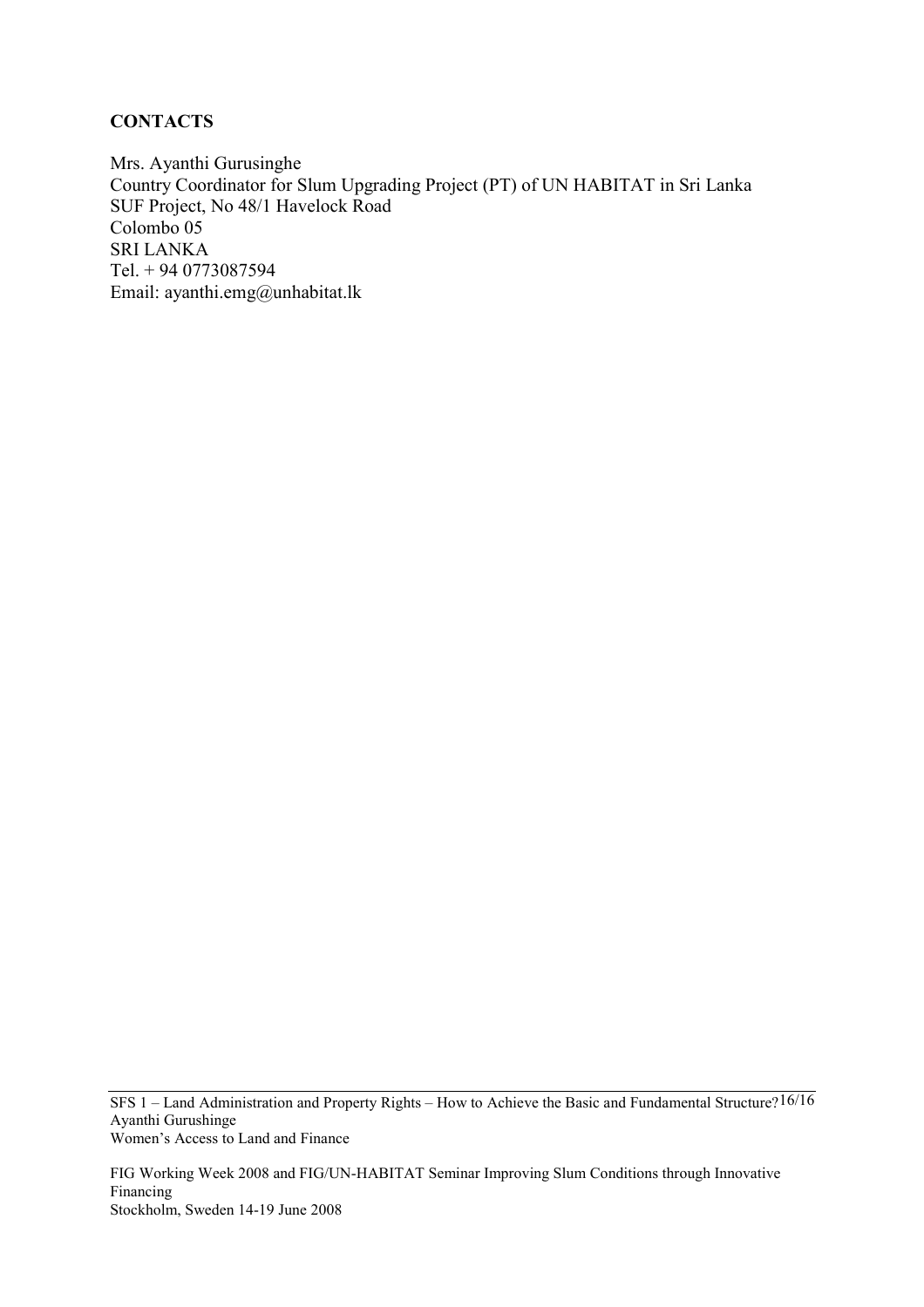**CONTACTS**

Mrs. Ayanthi Gurusinghe
Country Coordinator for Slum Upgrading Project (PT) of UN HABITAT in Sri Lanka
SUF Project, No 48/1 Havelock Road
Colombo 05
SRI LANKA
Tel. + 94 0773087594
Email: ayanthi.emg@unhabitat.lk